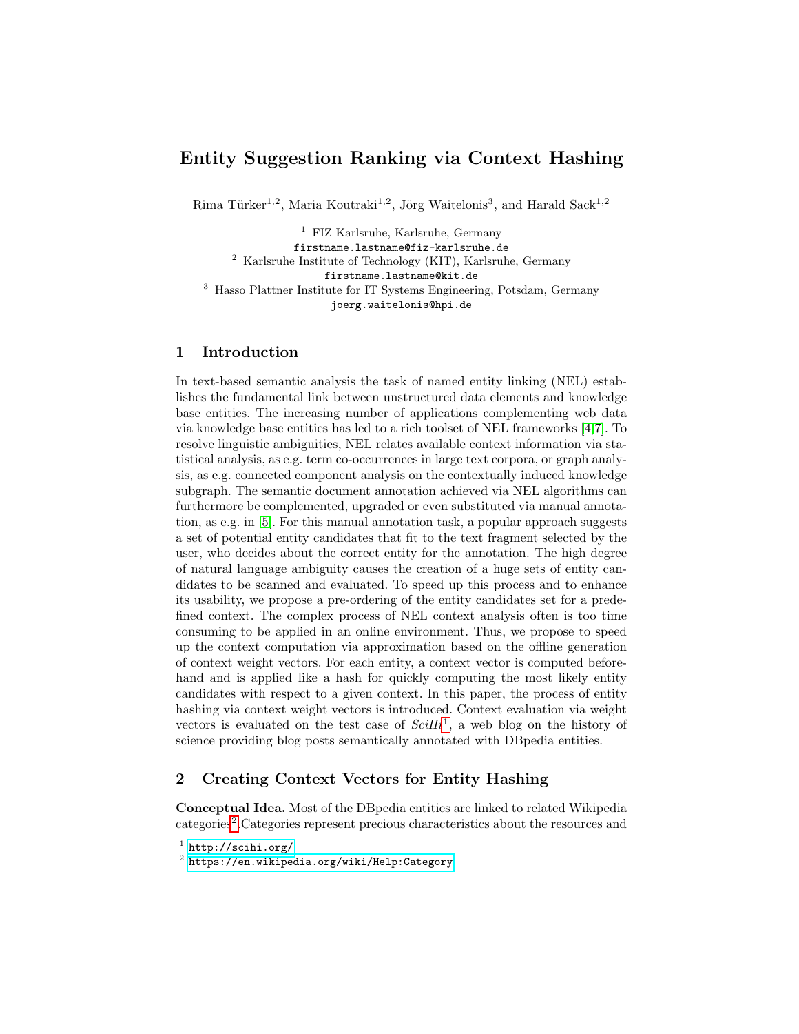# Entity Suggestion Ranking via Context Hashing

Rima Türker[1,2], Maria Koutraki[1,2], Jörg Waitelonis[3], and Harald Sack[1,2]

[1] FIZ Karlsruhe, Karlsruhe, Germany
firstname.lastname@fiz-karlsruhe.de
[2] Karlsruhe Institute of Technology (KIT), Karlsruhe, Germany
firstname.lastname@kit.de
[3] Hasso Plattner Institute for IT Systems Engineering, Potsdam, Germany
joerg.waitelonis@hpi.de

## 1 Introduction

In text-based semantic analysis the task of named entity linking (NEL) establishes the fundamental link between unstructured data elements and knowledge base entities. The increasing number of applications complementing web data via knowledge base entities has led to a rich toolset of NEL frameworks [4,7]. To resolve linguistic ambiguities, NEL relates available context information via statistical analysis, as e.g. term co-occurrences in large text corpora, or graph analysis, as e.g. connected component analysis on the contextually induced knowledge subgraph. The semantic document annotation achieved via NEL algorithms can furthermore be complemented, upgraded or even substituted via manual annotation, as e.g. in [5]. For this manual annotation task, a popular approach suggests a set of potential entity candidates that fit to the text fragment selected by the user, who decides about the correct entity for the annotation. The high degree of natural language ambiguity causes the creation of a huge sets of entity candidates to be scanned and evaluated. To speed up this process and to enhance its usability, we propose a pre-ordering of the entity candidates set for a predefined context. The complex process of NEL context analysis often is too time consuming to be applied in an online environment. Thus, we propose to speed up the context computation via approximation based on the offline generation of context weight vectors. For each entity, a context vector is computed beforehand and is applied like a hash for quickly computing the most likely entity candidates with respect to a given context. In this paper, the process of entity hashing via context weight vectors is introduced. Context evaluation via weight vectors is evaluated on the test case of *SciHi*[1], a web blog on the history of science providing blog posts semantically annotated with DBpedia entities.

## 2 Creating Context Vectors for Entity Hashing

**Conceptual Idea.** Most of the DBpedia entities are linked to related Wikipedia categories[2]. Categories represent precious characteristics about the resources and

[1] http://scihi.org/
[2] https://en.wikipedia.org/wiki/Help:Category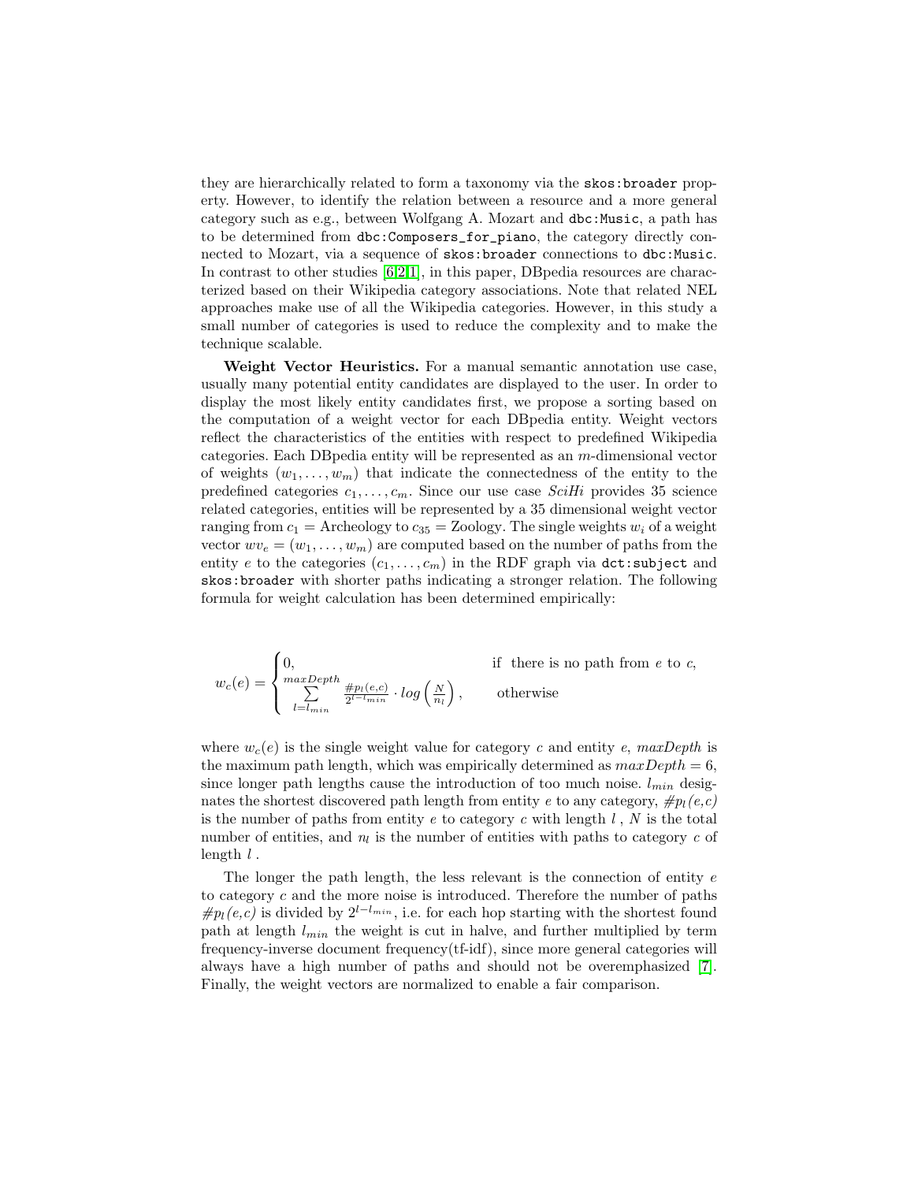they are hierarchically related to form a taxonomy via the `skos:broader` property. However, to identify the relation between a resource and a more general category such as e.g., between Wolfgang A. Mozart and `dbc:Music`, a path has to be determined from `dbc:Composers_for_piano`, the category directly connected to Mozart, via a sequence of `skos:broader` connections to `dbc:Music`. In contrast to other studies [6,2,1], in this paper, DBpedia resources are characterized based on their Wikipedia category associations. Note that related NEL approaches make use of all the Wikipedia categories. However, in this study a small number of categories is used to reduce the complexity and to make the technique scalable.

**Weight Vector Heuristics.** For a manual semantic annotation use case, usually many potential entity candidates are displayed to the user. In order to display the most likely entity candidates first, we propose a sorting based on the computation of a weight vector for each DBpedia entity. Weight vectors reflect the characteristics of the entities with respect to predefined Wikipedia categories. Each DBpedia entity will be represented as an $m$-dimensional vector of weights $(w_1, \ldots, w_m)$ that indicate the connectedness of the entity to the predefined categories $c_1, \ldots, c_m$. Since our use case *SciHi* provides 35 science related categories, entities will be represented by a 35 dimensional weight vector ranging from $c_1 =$ Archeology to $c_{35} =$ Zoology. The single weights $w_i$ of a weight vector $wv_e = (w_1, \ldots, w_m)$ are computed based on the number of paths from the entity $e$ to the categories $(c_1, \ldots, c_m)$ in the RDF graph via `dct:subject` and `skos:broader` with shorter paths indicating a stronger relation. The following formula for weight calculation has been determined empirically:

$$w_c(e) = \begin{cases} 0, & \text{if there is no path from } e \text{ to } c, \\ \sum\limits_{l=l_{min}}^{maxDepth} \frac{\#p_l(e,c)}{2^{l-l_{min}}} \cdot log\left(\frac{N}{n_l}\right), & \text{otherwise} \end{cases}$$

where $w_c(e)$ is the single weight value for category $c$ and entity $e$, $maxDepth$ is the maximum path length, which was empirically determined as $maxDepth = 6$, since longer path lengths cause the introduction of too much noise. $l_{min}$ designates the shortest discovered path length from entity $e$ to any category, $\#p_l(e,c)$ is the number of paths from entity $e$ to category $c$ with length $l$ , $N$ is the total number of entities, and $n_l$ is the number of entities with paths to category $c$ of length $l$ .

The longer the path length, the less relevant is the connection of entity $e$ to category $c$ and the more noise is introduced. Therefore the number of paths $\#p_l(e,c)$ is divided by $2^{l-l_{min}}$, i.e. for each hop starting with the shortest found path at length $l_{min}$ the weight is cut in halve, and further multiplied by term frequency-inverse document frequency(tf-idf), since more general categories will always have a high number of paths and should not be overemphasized [7]. Finally, the weight vectors are normalized to enable a fair comparison.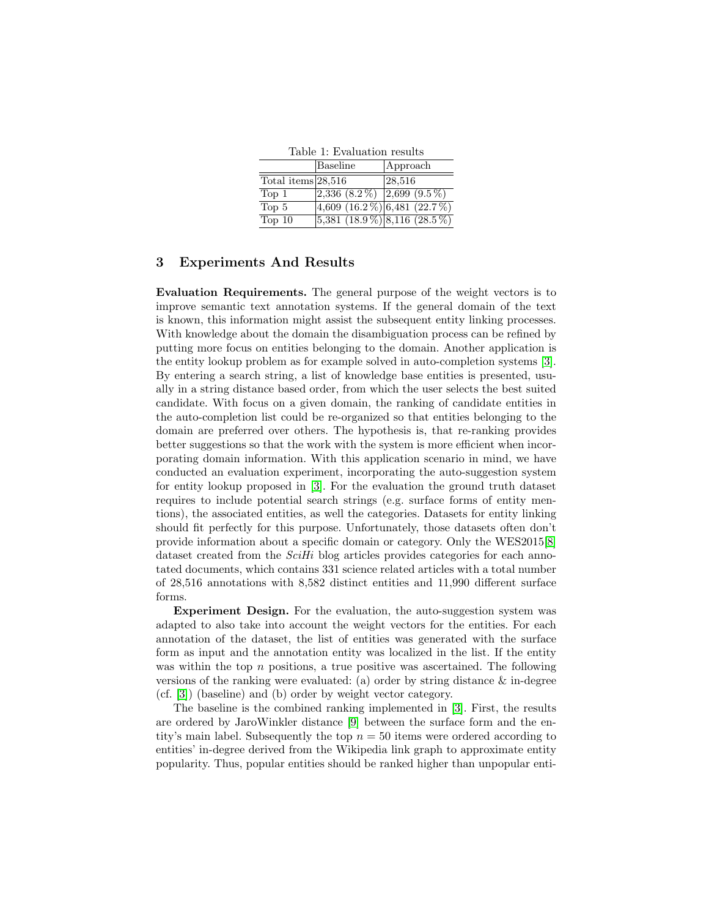Table 1: Evaluation results

| | Baseline | Approach |
|---|---|---|
| Total items | 28,516 | 28,516 |
| Top 1 | 2,336 (8.2 %) | 2,699 (9.5 %) |
| Top 5 | 4,609 (16.2 %) | 6,481 (22.7 %) |
| Top 10 | 5,381 (18.9 %) | 8,116 (28.5 %) |

## 3 Experiments And Results

**Evaluation Requirements.** The general purpose of the weight vectors is to improve semantic text annotation systems. If the general domain of the text is known, this information might assist the subsequent entity linking processes. With knowledge about the domain the disambiguation process can be refined by putting more focus on entities belonging to the domain. Another application is the entity lookup problem as for example solved in auto-completion systems [3]. By entering a search string, a list of knowledge base entities is presented, usually in a string distance based order, from which the user selects the best suited candidate. With focus on a given domain, the ranking of candidate entities in the auto-completion list could be re-organized so that entities belonging to the domain are preferred over others. The hypothesis is, that re-ranking provides better suggestions so that the work with the system is more efficient when incorporating domain information. With this application scenario in mind, we have conducted an evaluation experiment, incorporating the auto-suggestion system for entity lookup proposed in [3]. For the evaluation the ground truth dataset requires to include potential search strings (e.g. surface forms of entity mentions), the associated entities, as well the categories. Datasets for entity linking should fit perfectly for this purpose. Unfortunately, those datasets often don't provide information about a specific domain or category. Only the WES2015[8] dataset created from the *SciHi* blog articles provides categories for each annotated documents, which contains 331 science related articles with a total number of 28,516 annotations with 8,582 distinct entities and 11,990 different surface forms.

**Experiment Design.** For the evaluation, the auto-suggestion system was adapted to also take into account the weight vectors for the entities. For each annotation of the dataset, the list of entities was generated with the surface form as input and the annotation entity was localized in the list. If the entity was within the top $n$ positions, a true positive was ascertained. The following versions of the ranking were evaluated: (a) order by string distance & in-degree (cf. [3]) (baseline) and (b) order by weight vector category.

The baseline is the combined ranking implemented in [3]. First, the results are ordered by JaroWinkler distance [9] between the surface form and the entity's main label. Subsequently the top $n = 50$ items were ordered according to entities' in-degree derived from the Wikipedia link graph to approximate entity popularity. Thus, popular entities should be ranked higher than unpopular enti-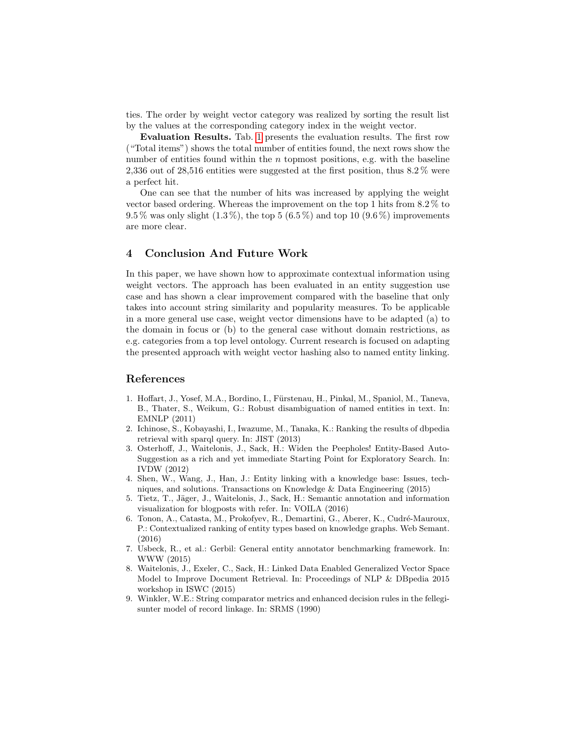ties. The order by weight vector category was realized by sorting the result list by the values at the corresponding category index in the weight vector.

**Evaluation Results.** Tab. 1 presents the evaluation results. The first row ("Total items") shows the total number of entities found, the next rows show the number of entities found within the $n$ topmost positions, e.g. with the baseline 2,336 out of 28,516 entities were suggested at the first position, thus 8.2 % were a perfect hit.

One can see that the number of hits was increased by applying the weight vector based ordering. Whereas the improvement on the top 1 hits from 8.2 % to 9.5 % was only slight (1.3 %), the top 5 (6.5 %) and top 10 (9.6 %) improvements are more clear.

## 4 Conclusion And Future Work

In this paper, we have shown how to approximate contextual information using weight vectors. The approach has been evaluated in an entity suggestion use case and has shown a clear improvement compared with the baseline that only takes into account string similarity and popularity measures. To be applicable in a more general use case, weight vector dimensions have to be adapted (a) to the domain in focus or (b) to the general case without domain restrictions, as e.g. categories from a top level ontology. Current research is focused on adapting the presented approach with weight vector hashing also to named entity linking.

## References

1. Hoffart, J., Yosef, M.A., Bordino, I., Fürstenau, H., Pinkal, M., Spaniol, M., Taneva, B., Thater, S., Weikum, G.: Robust disambiguation of named entities in text. In: EMNLP (2011)
2. Ichinose, S., Kobayashi, I., Iwazume, M., Tanaka, K.: Ranking the results of dbpedia retrieval with sparql query. In: JIST (2013)
3. Osterhoff, J., Waitelonis, J., Sack, H.: Widen the Peepholes! Entity-Based Auto-Suggestion as a rich and yet immediate Starting Point for Exploratory Search. In: IVDW (2012)
4. Shen, W., Wang, J., Han, J.: Entity linking with a knowledge base: Issues, techniques, and solutions. Transactions on Knowledge & Data Engineering (2015)
5. Tietz, T., Jäger, J., Waitelonis, J., Sack, H.: Semantic annotation and information visualization for blogposts with refer. In: VOILA (2016)
6. Tonon, A., Catasta, M., Prokofyev, R., Demartini, G., Aberer, K., Cudré-Mauroux, P.: Contextualized ranking of entity types based on knowledge graphs. Web Semant. (2016)
7. Usbeck, R., et al.: Gerbil: General entity annotator benchmarking framework. In: WWW (2015)
8. Waitelonis, J., Exeler, C., Sack, H.: Linked Data Enabled Generalized Vector Space Model to Improve Document Retrieval. In: Proceedings of NLP & DBpedia 2015 workshop in ISWC (2015)
9. Winkler, W.E.: String comparator metrics and enhanced decision rules in the fellegi-sunter model of record linkage. In: SRMS (1990)